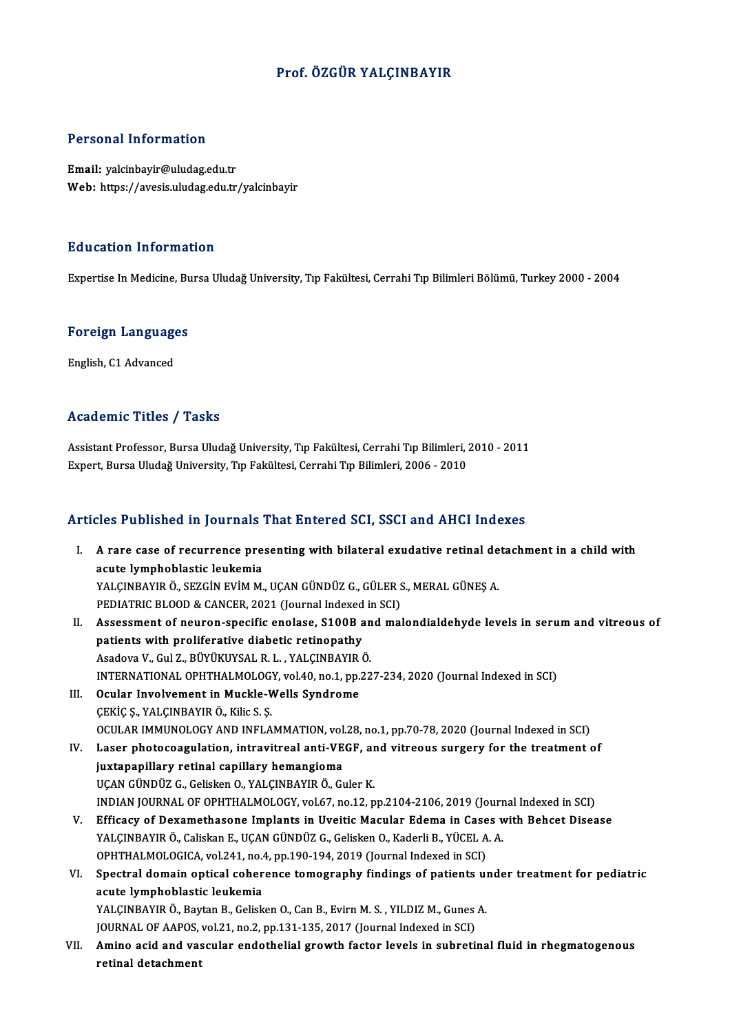# Prof. ÖZGÜR YALÇINBAYIR

## Personal Information

**Email:** yalcinbayir@uludag.edu.tr
**Web:** https://avesis.uludag.edu.tr/yalcinbayir

## Education Information

Expertise In Medicine, Bursa Uludağ University, Tıp Fakültesi, Cerrahi Tıp Bilimleri Bölümü, Turkey 2000 - 2004

## Foreign Languages

English, C1 Advanced

## Academic Titles / Tasks

Assistant Professor, Bursa Uludağ University, Tıp Fakültesi, Cerrahi Tıp Bilimleri, 2010 - 2011
Expert, Bursa Uludağ University, Tıp Fakültesi, Cerrahi Tıp Bilimleri, 2006 - 2010

## Articles Published in Journals That Entered SCI, SSCI and AHCI Indexes

I. **A rare case of recurrence presenting with bilateral exudative retinal detachment in a child with acute lymphoblastic leukemia**
YALÇINBAYIR Ö., SEZGİN EVİM M., UÇAN GÜNDÜZ G., GÜLER S., MERAL GÜNEŞ A.
PEDIATRIC BLOOD & CANCER, 2021 (Journal Indexed in SCI)

II. **Assessment of neuron-specific enolase, S100B and malondialdehyde levels in serum and vitreous of patients with proliferative diabetic retinopathy**
Asadova V., Gul Z., BÜYÜKUYSAL R. L. , YALÇINBAYIR Ö.
INTERNATIONAL OPHTHALMOLOGY, vol.40, no.1, pp.227-234, 2020 (Journal Indexed in SCI)

III. **Ocular Involvement in Muckle-Wells Syndrome**
ÇEKİÇ Ş., YALÇINBAYIR Ö., Kilic S. Ş.
OCULAR IMMUNOLOGY AND INFLAMMATION, vol.28, no.1, pp.70-78, 2020 (Journal Indexed in SCI)

IV. **Laser photocoagulation, intravitreal anti-VEGF, and vitreous surgery for the treatment of juxtapapillary retinal capillary hemangioma**
UÇAN GÜNDÜZ G., Gelisken O., YALÇINBAYIR Ö., Guler K.
INDIAN JOURNAL OF OPHTHALMOLOGY, vol.67, no.12, pp.2104-2106, 2019 (Journal Indexed in SCI)

V. **Efficacy of Dexamethasone Implants in Uveitic Macular Edema in Cases with Behcet Disease**
YALÇINBAYIR Ö., Caliskan E., UÇAN GÜNDÜZ G., Gelisken O., Kaderli B., YÜCEL A. A.
OPHTHALMOLOGICA, vol.241, no.4, pp.190-194, 2019 (Journal Indexed in SCI)

VI. **Spectral domain optical coherence tomography findings of patients under treatment for pediatric acute lymphoblastic leukemia**
YALÇINBAYIR Ö., Baytan B., Gelisken O., Can B., Evirn M. S. , YILDIZ M., Gunes A.
JOURNAL OF AAPOS, vol.21, no.2, pp.131-135, 2017 (Journal Indexed in SCI)

VII. **Amino acid and vascular endothelial growth factor levels in subretinal fluid in rhegmatogenous retinal detachment**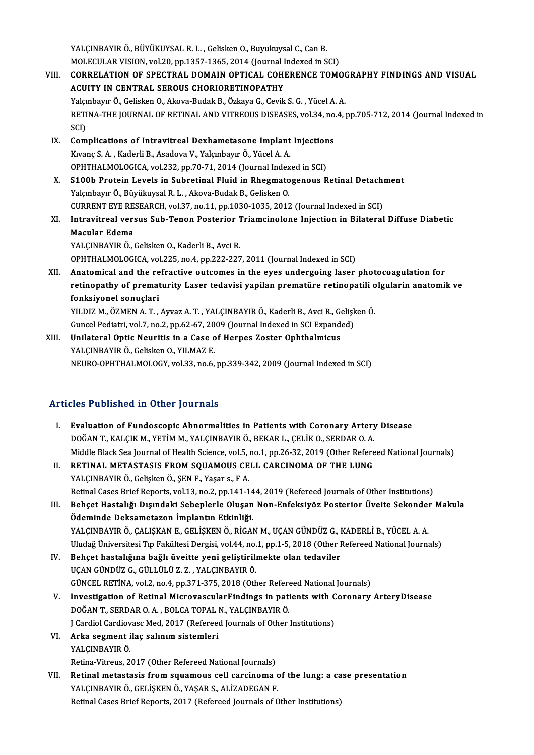YALÇINBAYIR Ö., BÜYÜKUYSAL R. L. , Gelisken O., Buyukuysal C., Can B.
MOLECULAR VISION, vol.20, pp.1357-1365, 2014 (Journal Indexed in SCI)

VIII. **CORRELATION OF SPECTRAL DOMAIN OPTICAL COHERENCE TOMOGRAPHY FINDINGS AND VISUAL ACUITY IN CENTRAL SEROUS CHORIORETINOPATHY**
Yalçınbayır Ö., Gelisken O., Akova-Budak B., Özkaya G., Cevik S. G. , Yücel A. A.
RETINA-THE JOURNAL OF RETINAL AND VITREOUS DISEASES, vol.34, no.4, pp.705-712, 2014 (Journal Indexed in SCI)

IX. **Complications of Intravitreal Dexhametasone Implant Injections**
Kıvanç S. A. , Kaderli B., Asadova V., Yalçınbayır Ö., Yücel A. A.
OPHTHALMOLOGICA, vol.232, pp.70-71, 2014 (Journal Indexed in SCI)

X. **S100b Protein Levels in Subretinal Fluid in Rhegmatogenous Retinal Detachment**
Yalçınbayır Ö., Büyükuysal R. L. , Akova-Budak B., Gelisken O.
CURRENT EYE RESEARCH, vol.37, no.11, pp.1030-1035, 2012 (Journal Indexed in SCI)

XI. **Intravitreal versus Sub-Tenon Posterior Triamcinolone Injection in Bilateral Diffuse Diabetic Macular Edema**
YALÇINBAYIR Ö., Gelisken O., Kaderli B., Avci R.
OPHTHALMOLOGICA, vol.225, no.4, pp.222-227, 2011 (Journal Indexed in SCI)

XII. **Anatomical and the refractive outcomes in the eyes undergoing laser photocoagulation for retinopathy of prematurity Laser tedavisi yapilan prematüre retinopatili olgularin anatomik ve fonksiyonel sonuçlari**
YILDIZ M., ÖZMEN A. T. , Ayvaz A. T. , YALÇINBAYIR Ö., Kaderli B., Avci R., Gelişken Ö.
Guncel Pediatri, vol.7, no.2, pp.62-67, 2009 (Journal Indexed in SCI Expanded)

XIII. **Unilateral Optic Neuritis in a Case of Herpes Zoster Ophthalmicus**
YALÇINBAYIR Ö., Gelisken O., YILMAZ E.
NEURO-OPHTHALMOLOGY, vol.33, no.6, pp.339-342, 2009 (Journal Indexed in SCI)

## Articles Published in Other Journals

I. **Evaluation of Fundoscopic Abnormalities in Patients with Coronary Artery Disease**
DOĞAN T., KALÇIK M., YETİM M., YALÇINBAYIR Ö., BEKAR L., ÇELİK O., SERDAR O. A.
Middle Black Sea Journal of Health Science, vol.5, no.1, pp.26-32, 2019 (Other Refereed National Journals)

II. **RETINAL METASTASIS FROM SQUAMOUS CELL CARCINOMA OF THE LUNG**
YALÇINBAYIR Ö., Gelişken Ö., ŞEN F., Yaşar s., F A.
Retinal Cases Brief Reports, vol.13, no.2, pp.141-144, 2019 (Refereed Journals of Other Institutions)

III. **Behçet Hastalığı Dışındaki Sebeplerle Oluşan Non-Enfeksiyöz Posterior Üveite Sekonder Makula Ödeminde Deksametazon İmplantın Etkinliği.**
YALÇINBAYIR Ö., ÇALIŞKAN E., GELİŞKEN Ö., RİGAN M., UÇAN GÜNDÜZ G., KADERLİ B., YÜCEL A. A.
Uludağ Üniversitesi Tıp Fakültesi Dergisi, vol.44, no.1, pp.1-5, 2018 (Other Refereed National Journals)

IV. **Behçet hastalığına bağlı üveitte yeni geliştirilmekte olan tedaviler**
UÇAN GÜNDÜZ G., GÜLLÜLÜ Z. Z. , YALÇINBAYIR Ö.
GÜNCEL RETİNA, vol.2, no.4, pp.371-375, 2018 (Other Refereed National Journals)

V. **Investigation of Retinal MicrovascularFindings in patients with Coronary ArteryDisease**
DOĞAN T., SERDAR O. A. , BOLCA TOPAL N., YALÇINBAYIR Ö.
J Cardiol Cardiovasc Med, 2017 (Refereed Journals of Other Institutions)

VI. **Arka segment ilaç salınım sistemleri**
YALÇINBAYIR Ö.
Retina-Vitreus, 2017 (Other Refereed National Journals)

VII. **Retinal metastasis from squamous cell carcinoma of the lung: a case presentation**
YALÇINBAYIR Ö., GELİŞKEN Ö., YAŞAR S., ALİZADEGAN F.
Retinal Cases Brief Reports, 2017 (Refereed Journals of Other Institutions)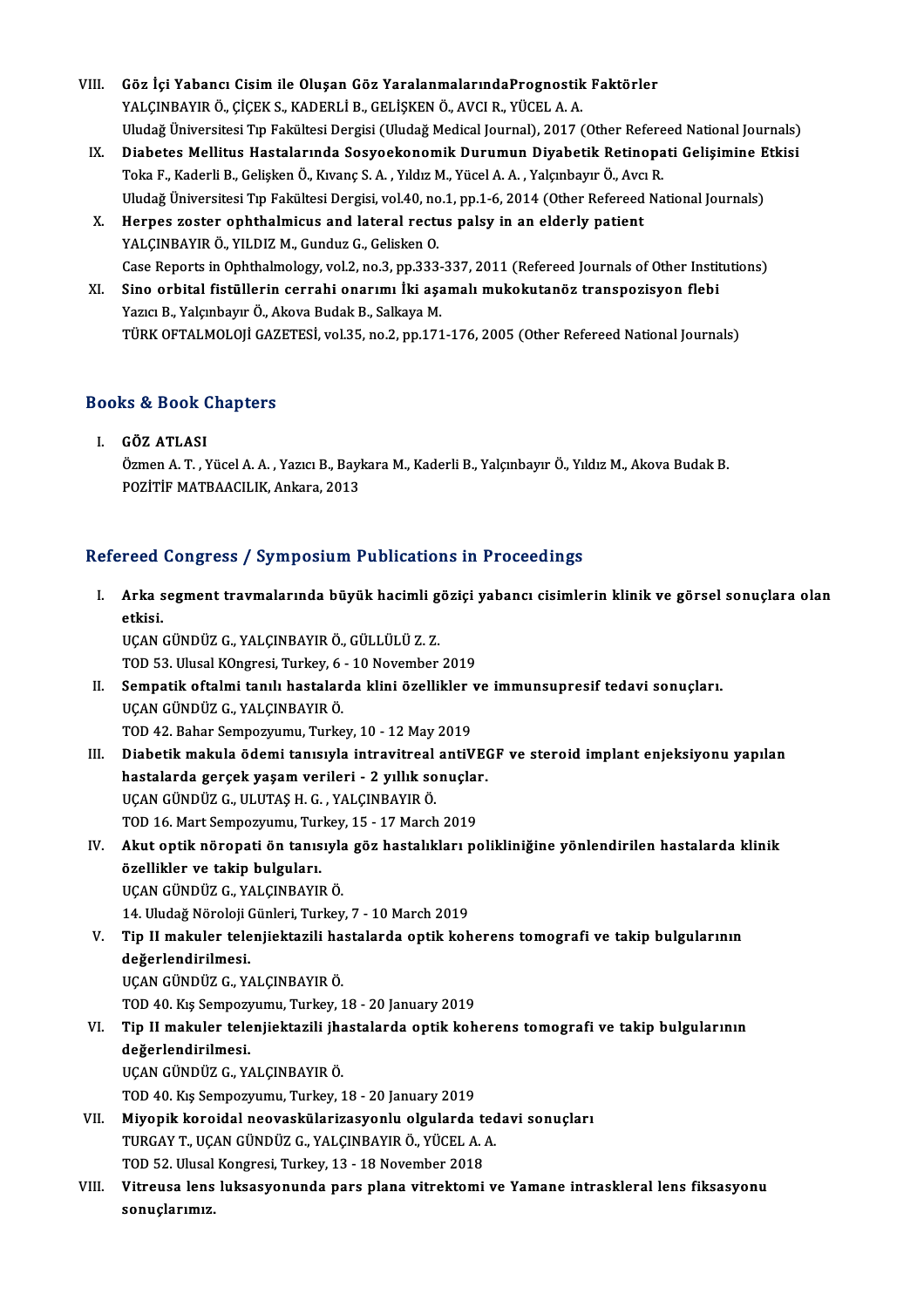VIII. **Göz İçi Yabancı Cisim ile Oluşan Göz YaralanmalarındaPrognostik Faktörler**
YALÇINBAYIR Ö., ÇİÇEK S., KADERLİ B., GELİŞKEN Ö., AVCI R., YÜCEL A. A.
Uludağ Üniversitesi Tıp Fakültesi Dergisi (Uludağ Medical Journal), 2017 (Other Refereed National Journals)

IX. **Diabetes Mellitus Hastalarında Sosyoekonomik Durumun Diyabetik Retinopati Gelişimine Etkisi**
Toka F., Kaderli B., Gelişken Ö., Kıvanç S. A. , Yıldız M., Yücel A. A. , Yalçınbayır Ö., Avcı R.
Uludağ Üniversitesi Tıp Fakültesi Dergisi, vol.40, no.1, pp.1-6, 2014 (Other Refereed National Journals)

X. **Herpes zoster ophthalmicus and lateral rectus palsy in an elderly patient**
YALÇINBAYIR Ö., YILDIZ M., Gunduz G., Gelisken O.
Case Reports in Ophthalmology, vol.2, no.3, pp.333-337, 2011 (Refereed Journals of Other Institutions)

XI. **Sino orbital fistüllerin cerrahi onarımı İki aşamalı mukokutanöz transpozisyon flebi**
Yazıcı B., Yalçınbayır Ö., Akova Budak B., Salkaya M.
TÜRK OFTALMOLOJİ GAZETESİ, vol.35, no.2, pp.171-176, 2005 (Other Refereed National Journals)

## Books & Book Chapters

I. **GÖZ ATLASI**
Özmen A. T. , Yücel A. A. , Yazıcı B., Baykara M., Kaderli B., Yalçınbayır Ö., Yıldız M., Akova Budak B.
POZİTİF MATBAACILIK, Ankara, 2013

## Refereed Congress / Symposium Publications in Proceedings

I. **Arka segment travmalarında büyük hacimli göziçi yabancı cisimlerin klinik ve görsel sonuçlara olan etkisi.**
UÇAN GÜNDÜZ G., YALÇINBAYIR Ö., GÜLLÜLÜ Z. Z.
TOD 53. Ulusal KOngresi, Turkey, 6 - 10 November 2019

II. **Sempatik oftalmi tanılı hastalarda klini özellikler ve immunsupresif tedavi sonuçları.**
UÇAN GÜNDÜZ G., YALÇINBAYIR Ö.
TOD 42. Bahar Sempozyumu, Turkey, 10 - 12 May 2019

III. **Diabetik makula ödemi tanısıyla intravitreal antiVEGF ve steroid implant enjeksiyonu yapılan hastalarda gerçek yaşam verileri - 2 yıllık sonuçlar.**
UÇAN GÜNDÜZ G., ULUTAŞ H. G. , YALÇINBAYIR Ö.
TOD 16. Mart Sempozyumu, Turkey, 15 - 17 March 2019

IV. **Akut optik nöropati ön tanısıyla göz hastalıkları polikliniğine yönlendirilen hastalarda klinik özellikler ve takip bulguları.**
UÇAN GÜNDÜZ G., YALÇINBAYIR Ö.
14. Uludağ Nöroloji Günleri, Turkey, 7 - 10 March 2019

V. **Tip II makuler telenjiektazili hastalarda optik koherens tomografi ve takip bulgularının değerlendirilmesi.**
UÇAN GÜNDÜZ G., YALÇINBAYIR Ö.
TOD 40. Kış Sempozyumu, Turkey, 18 - 20 January 2019

VI. **Tip II makuler telenjiektazili jhastalarda optik koherens tomografi ve takip bulgularının değerlendirilmesi.**
UÇAN GÜNDÜZ G., YALÇINBAYIR Ö.
TOD 40. Kış Sempozyumu, Turkey, 18 - 20 January 2019

VII. **Miyopik koroidal neovaskülarizasyonlu olgularda tedavi sonuçları**
TURGAY T., UÇAN GÜNDÜZ G., YALÇINBAYIR Ö., YÜCEL A. A.
TOD 52. Ulusal Kongresi, Turkey, 13 - 18 November 2018

VIII. **Vitreusa lens luksasyonunda pars plana vitrektomi ve Yamane intraskleral lens fiksasyonu sonuçlarımız.**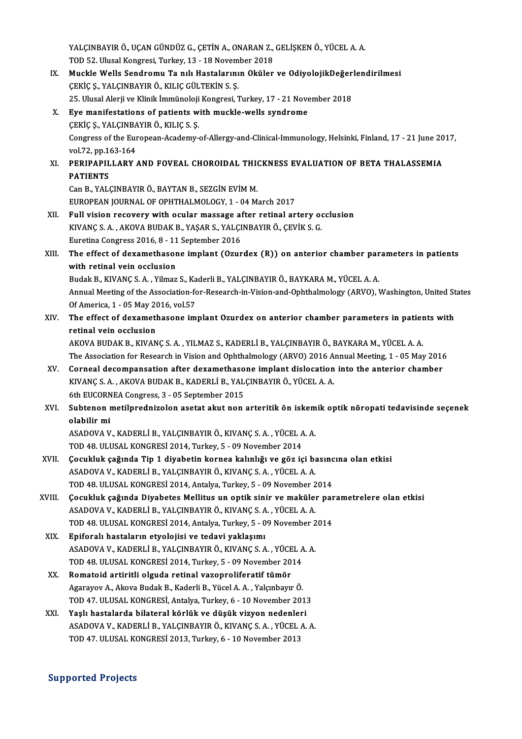YALÇINBAYIR Ö., UÇAN GÜNDÜZ G., ÇETİN A., ONARAN Z., GELİŞKEN Ö., YÜCEL A. A.
TOD 52. Ulusal Kongresi, Turkey, 13 - 18 November 2018

IX. **Muckle Wells Sendromu Ta nılı Hastalarının Oküler ve OdiyolojikDeğerlendirilmesi**
ÇEKİÇ Ş., YALÇINBAYIR Ö., KILIÇ GÜLTEKİN S. Ş.
25. Ulusal Alerji ve Klinik İmmünoloji Kongresi, Turkey, 17 - 21 November 2018

X. **Eye manifestations of patients with muckle-wells syndrome**
ÇEKİÇ Ş., YALÇINBAYIR Ö., KILIÇ S. Ş.
Congress of the European-Academy-of-Allergy-and-Clinical-Immunology, Helsinki, Finland, 17 - 21 June 2017, vol.72, pp.163-164

XI. **PERIPAPILLARY AND FOVEAL CHOROIDAL THICKNESS EVALUATION OF BETA THALASSEMIA PATIENTS**
Can B., YALÇINBAYIR Ö., BAYTAN B., SEZGİN EVİM M.
EUROPEAN JOURNAL OF OPHTHALMOLOGY, 1 - 04 March 2017

XII. **Full vision recovery with ocular massage after retinal artery occlusion**
KIVANÇ S. A. , AKOVA BUDAK B., YAŞAR S., YALÇINBAYIR Ö., ÇEVİK S. G.
Euretina Congress 2016, 8 - 11 September 2016

XIII. **The effect of dexamethasone implant (Ozurdex (R)) on anterior chamber parameters in patients with retinal vein occlusion**
Budak B., KIVANÇ S. A. , Yilmaz S., Kaderli B., YALÇINBAYIR Ö., BAYKARA M., YÜCEL A. A.
Annual Meeting of the Association-for-Research-in-Vision-and-Ophthalmology (ARVO), Washington, United States Of America, 1 - 05 May 2016, vol.57

XIV. **The effect of dexamethasone implant Ozurdex on anterior chamber parameters in patients with retinal vein occlusion**
AKOVA BUDAK B., KIVANÇ S. A. , YILMAZ S., KADERLİ B., YALÇINBAYIR Ö., BAYKARA M., YÜCEL A. A.
The Association for Research in Vision and Ophthalmology (ARVO) 2016 Annual Meeting, 1 - 05 May 2016

XV. **Corneal decompensation after dexamethasone implant dislocation into the anterior chamber**
KIVANÇ S. A. , AKOVA BUDAK B., KADERLİ B., YALÇINBAYIR Ö., YÜCEL A. A.
6th EUCORNEA Congress, 3 - 05 September 2015

XVI. **Subtenon metilprednizolon asetat akut non arteritik ön iskemik optik nöropati tedavisinde seçenek olabilir mi**
ASADOVA V., KADERLİ B., YALÇINBAYIR Ö., KIVANÇ S. A. , YÜCEL A. A.
TOD 48. ULUSAL KONGRESİ 2014, Turkey, 5 - 09 November 2014

XVII. **Çocukluk çağında Tip 1 diyabetin kornea kalınlığı ve göz içi basıncına olan etkisi**
ASADOVA V., KADERLİ B., YALÇINBAYIR Ö., KIVANÇ S. A. , YÜCEL A. A.
TOD 48. ULUSAL KONGRESİ 2014, Antalya, Turkey, 5 - 09 November 2014

XVIII. **Çocukluk çağında Diyabetes Mellitus un optik sinir ve maküler parametrelere olan etkisi**
ASADOVA V., KADERLİ B., YALÇINBAYIR Ö., KIVANÇ S. A. , YÜCEL A. A.
TOD 48. ULUSAL KONGRESİ 2014, Antalya, Turkey, 5 - 09 November 2014

XIX. **Epiforalı hastaların etyolojisi ve tedavi yaklaşımı**
ASADOVA V., KADERLİ B., YALÇINBAYIR Ö., KIVANÇ S. A. , YÜCEL A. A.
TOD 48. ULUSAL KONGRESİ 2014, Turkey, 5 - 09 November 2014

XX. **Romatoid artiritli olguda retinal vazoproliferatif tümör**
Agarayov A., Akova Budak B., Kaderli B., Yücel A. A. , Yalçınbayır Ö.
TOD 47. ULUSAL KONGRESİ, Antalya, Turkey, 6 - 10 November 2013

XXI. **Yaşlı hastalarda bilateral körlük ve düşük vizyon nedenleri**
ASADOVA V., KADERLİ B., YALÇINBAYIR Ö., KIVANÇ S. A. , YÜCEL A. A.
TOD 47. ULUSAL KONGRESİ 2013, Turkey, 6 - 10 November 2013

## Supported Projects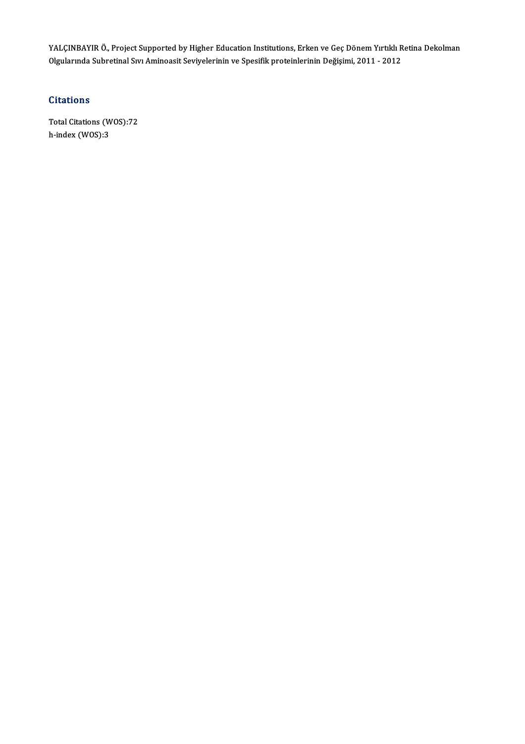YALÇINBAYIR Ö., Project Supported by Higher Education Institutions, Erken ve Geç Dönem Yırtıklı Retina Dekolman Olgularında Subretinal Sıvı Aminoasit Seviyelerinin ve Spesifik proteinlerinin Değişimi, 2011 - 2012

## Citations

Total Citations (WOS):72
h-index (WOS):3